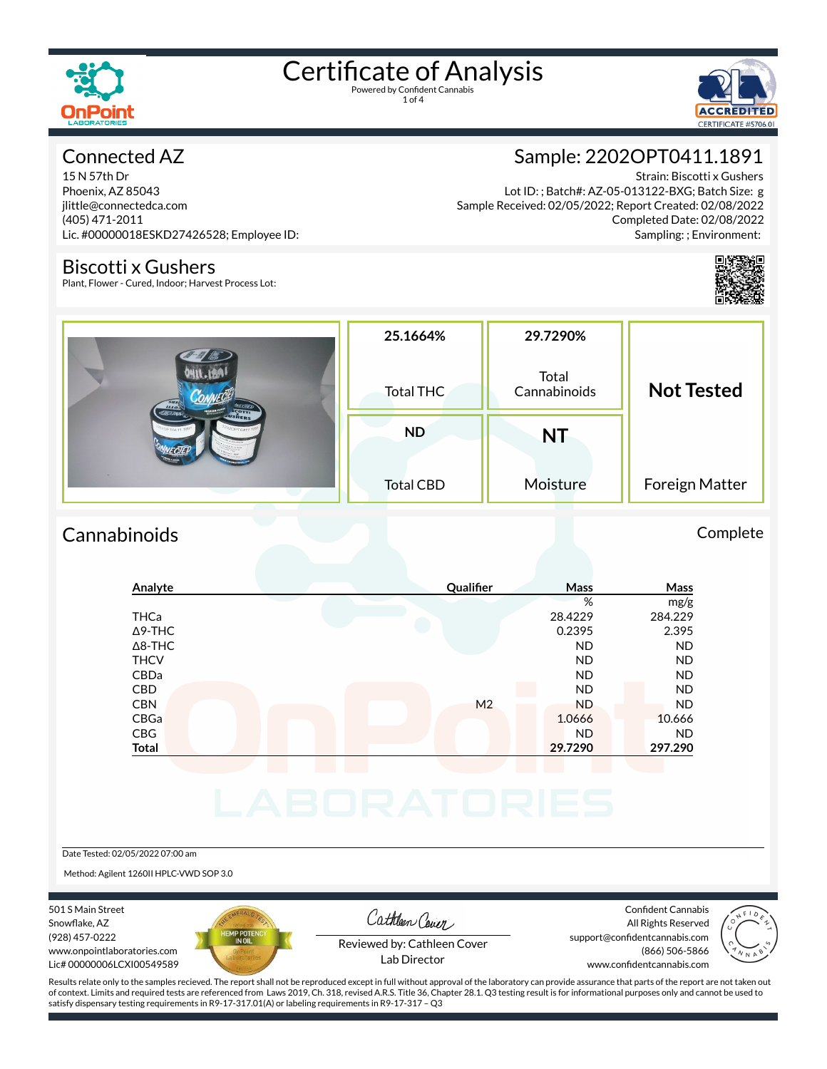# Certificate of Analysis

Powered by Confident Cannabis

## Connected AZ

15 N 57th Dr
Phoenix, AZ 85043
jlittle@connectedca.com
(405) 471-2011
Lic. #00000018ESKD27426528; Employee ID:

## Sample: 2202OPT0411.1891

Strain: Biscotti x Gushers
Lot ID: ; Batch#: AZ-05-013122-BXG; Batch Size: g
Sample Received: 02/05/2022; Report Created: 02/08/2022
Completed Date: 02/08/2022
Sampling: ; Environment:

## Biscotti x Gushers

Plant, Flower - Cured, Indoor; Harvest Process Lot:

| | | |
|---|---|---|
| **25.1664%** Total THC | **29.7290%** Total Cannabinoids | **Not Tested** Foreign Matter |
| **ND** Total CBD | **NT** Moisture | |

## Cannabinoids

Complete

| Analyte | Qualifier | Mass % | Mass mg/g |
|---|---|---|---|
| THCa | | 28.4229 | 284.229 |
| Δ9-THC | | 0.2395 | 2.395 |
| Δ8-THC | | ND | ND |
| THCV | | ND | ND |
| CBDa | | ND | ND |
| CBD | | ND | ND |
| CBN | M2 | ND | ND |
| CBGa | | 1.0666 | 10.666 |
| CBG | | ND | ND |
| **Total** | | **29.7290** | **297.290** |

Date Tested: 02/05/2022 07:00 am

Method: Agilent 1260II HPLC-VWD SOP 3.0

501 S Main Street
Snowflake, AZ
(928) 457-0222
www.onpointlaboratories.com
Lic# 00000006LCXI00549589

Reviewed by: Cathleen Cover
Lab Director

Confident Cannabis
All Rights Reserved
support@confidentcannabis.com
(866) 506-5866
www.confidentcannabis.com

Results relate only to the samples recieved. The report shall not be reproduced except in full without approval of the laboratory can provide assurance that parts of the report are not taken out of context. Limits and required tests are referenced from Laws 2019, Ch. 318, revised A.R.S. Title 36, Chapter 28.1. Q3 testing result is for informational purposes only and cannot be used to satisfy dispensary testing requirements in R9-17-317.01(A) or labeling requirements in R9-17-317 – Q3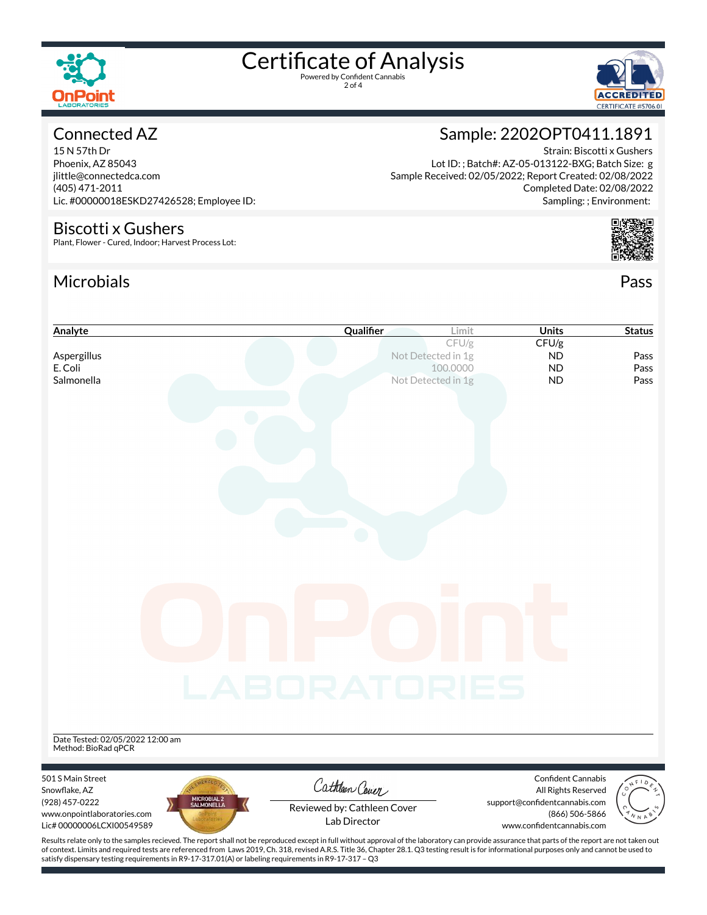# Certificate of Analysis

Powered by Confident Cannabis

## Connected AZ

15 N 57th Dr
Phoenix, AZ 85043
jlittle@connectedca.com
(405) 471-2011
Lic. #00000018ESKD27426528; Employee ID:

## Sample: 2202OPT0411.1891

Strain: Biscotti x Gushers
Lot ID: ; Batch#: AZ-05-013122-BXG; Batch Size: g
Sample Received: 02/05/2022; Report Created: 02/08/2022
Completed Date: 02/08/2022
Sampling: ; Environment:

## Biscotti x Gushers

Plant, Flower - Cured, Indoor; Harvest Process Lot:

## Microbials

Pass

| Analyte | Qualifier | Limit | Units | Status |
|---|---|---|---|---|
| | | CFU/g | CFU/g | |
| Aspergillus | | Not Detected in 1g | ND | Pass |
| E. Coli | | 100.0000 | ND | Pass |
| Salmonella | | Not Detected in 1g | ND | Pass |

Date Tested: 02/05/2022 12:00 am
Method: BioRad qPCR

501 S Main Street
Snowflake, AZ
(928) 457-0222
www.onpointlaboratories.com
Lic# 00000006LCXI00549589

Reviewed by: Cathleen Cover
Lab Director

Confident Cannabis
All Rights Reserved
support@confidentcannabis.com
(866) 506-5866
www.confidentcannabis.com

Results relate only to the samples recieved. The report shall not be reproduced except in full without approval of the laboratory can provide assurance that parts of the report are not taken out of context. Limits and required tests are referenced from Laws 2019, Ch. 318, revised A.R.S. Title 36, Chapter 28.1. Q3 testing result is for informational purposes only and cannot be used to satisfy dispensary testing requirements in R9-17-317.01(A) or labeling requirements in R9-17-317 – Q3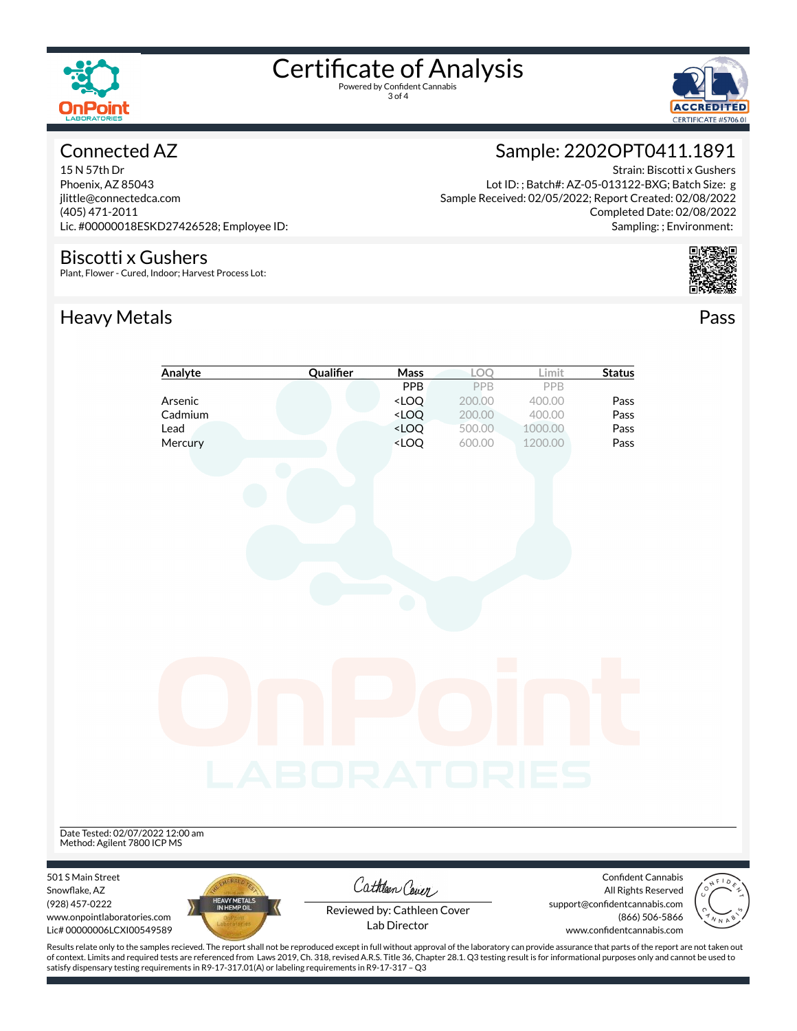# Certificate of Analysis

Powered by Confident Cannabis

## Connected AZ

15 N 57th Dr
Phoenix, AZ 85043
jlittle@connectedca.com
(405) 471-2011
Lic. #00000018ESKD27426528; Employee ID:

## Sample: 2202OPT0411.1891

Strain: Biscotti x Gushers
Lot ID: ; Batch#: AZ-05-013122-BXG; Batch Size: g
Sample Received: 02/05/2022; Report Created: 02/08/2022
Completed Date: 02/08/2022
Sampling: ; Environment:

## Biscotti x Gushers

Plant, Flower - Cured, Indoor; Harvest Process Lot:

## Heavy Metals

Pass

| Analyte | Qualifier | Mass | LOQ | Limit | Status |
|---|---|---|---|---|---|
| | | PPB | PPB | PPB | |
| Arsenic | | <LOQ | 200.00 | 400.00 | Pass |
| Cadmium | | <LOQ | 200.00 | 400.00 | Pass |
| Lead | | <LOQ | 500.00 | 1000.00 | Pass |
| Mercury | | <LOQ | 600.00 | 1200.00 | Pass |

Date Tested: 02/07/2022 12:00 am
Method: Agilent 7800 ICP MS

501 S Main Street
Snowflake, AZ
(928) 457-0222
www.onpointlaboratories.com
Lic# 00000006LCXI00549589

Reviewed by: Cathleen Cover
Lab Director

Confident Cannabis
All Rights Reserved
support@confidentcannabis.com
(866) 506-5866
www.confidentcannabis.com

Results relate only to the samples recieved. The report shall not be reproduced except in full without approval of the laboratory can provide assurance that parts of the report are not taken out of context. Limits and required tests are referenced from Laws 2019, Ch. 318, revised A.R.S. Title 36, Chapter 28.1. Q3 testing result is for informational purposes only and cannot be used to satisfy dispensary testing requirements in R9-17-317.01(A) or labeling requirements in R9-17-317 – Q3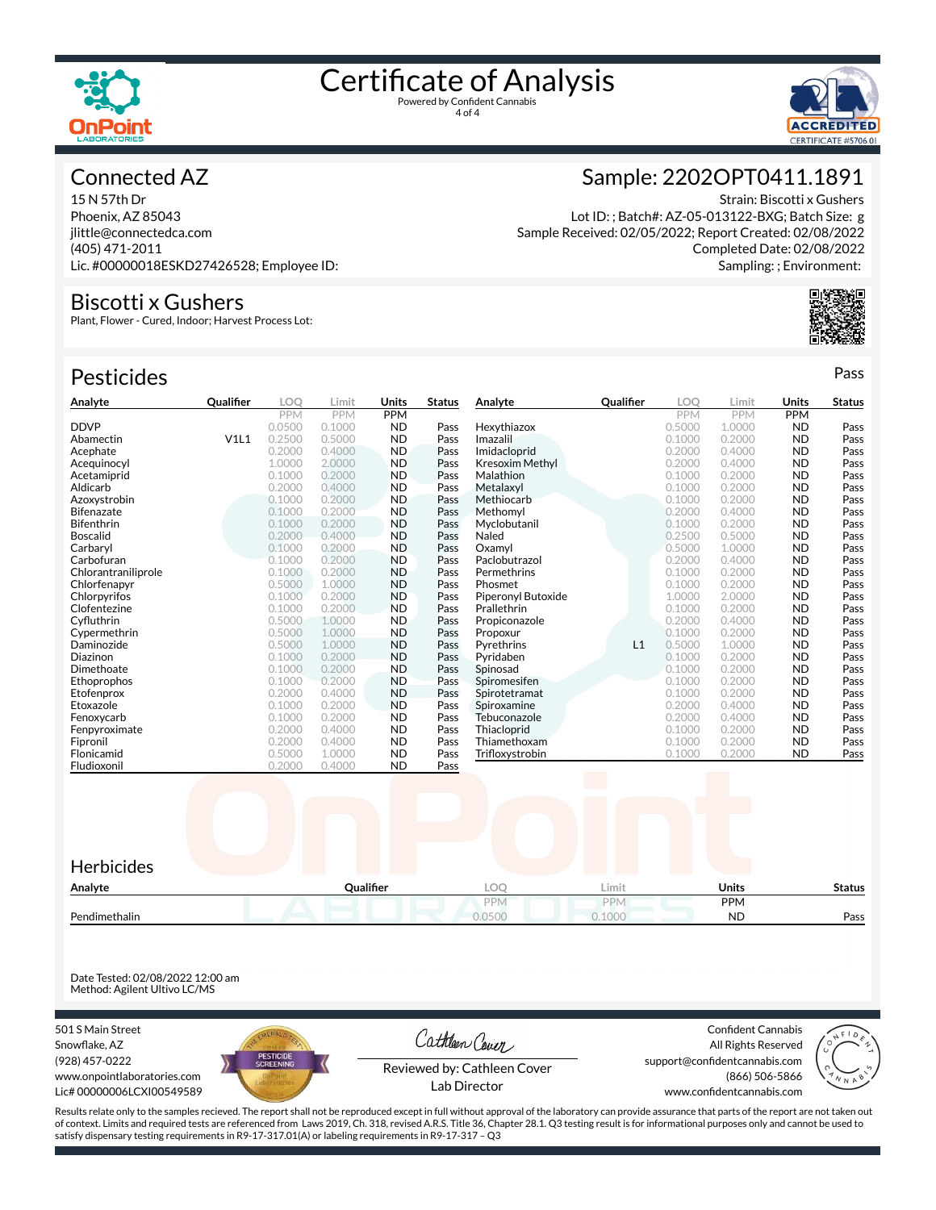# Certificate of Analysis

Powered by Confident Cannabis

## Connected AZ

15 N 57th Dr
Phoenix, AZ 85043
jlittle@connectedca.com
(405) 471-2011
Lic. #00000018ESKD27426528; Employee ID:

## Sample: 2202OPT0411.1891

Strain: Biscotti x Gushers
Lot ID: ; Batch#: AZ-05-013122-BXG; Batch Size: g
Sample Received: 02/05/2022; Report Created: 02/08/2022
Completed Date: 02/08/2022
Sampling: ; Environment:

## Biscotti x Gushers

Plant, Flower - Cured, Indoor; Harvest Process Lot:

## Pesticides

Pass

| Analyte | Qualifier | LOQ | Limit | Units | Status |
|---|---|---|---|---|---|
| | | PPM | PPM | PPM | |
| DDVP | | 0.0500 | 0.1000 | ND | Pass |
| Abamectin | V1L1 | 0.2500 | 0.5000 | ND | Pass |
| Acephate | | 0.2000 | 0.4000 | ND | Pass |
| Acequinocyl | | 1.0000 | 2.0000 | ND | Pass |
| Acetamiprid | | 0.1000 | 0.2000 | ND | Pass |
| Aldicarb | | 0.2000 | 0.4000 | ND | Pass |
| Azoxystrobin | | 0.1000 | 0.2000 | ND | Pass |
| Bifenazate | | 0.1000 | 0.2000 | ND | Pass |
| Bifenthrin | | 0.1000 | 0.2000 | ND | Pass |
| Boscalid | | 0.2000 | 0.4000 | ND | Pass |
| Carbaryl | | 0.1000 | 0.2000 | ND | Pass |
| Carbofuran | | 0.1000 | 0.2000 | ND | Pass |
| Chlorantraniliprole | | 0.1000 | 0.2000 | ND | Pass |
| Chlorfenapyr | | 0.5000 | 1.0000 | ND | Pass |
| Chlorpyrifos | | 0.1000 | 0.2000 | ND | Pass |
| Clofentezine | | 0.1000 | 0.2000 | ND | Pass |
| Cyfluthrin | | 0.5000 | 1.0000 | ND | Pass |
| Cypermethrin | | 0.5000 | 1.0000 | ND | Pass |
| Daminozide | | 0.5000 | 1.0000 | ND | Pass |
| Diazinon | | 0.1000 | 0.2000 | ND | Pass |
| Dimethoate | | 0.1000 | 0.2000 | ND | Pass |
| Ethoprophos | | 0.1000 | 0.2000 | ND | Pass |
| Etofenprox | | 0.2000 | 0.4000 | ND | Pass |
| Etoxazole | | 0.1000 | 0.2000 | ND | Pass |
| Fenoxycarb | | 0.1000 | 0.2000 | ND | Pass |
| Fenpyroximate | | 0.2000 | 0.4000 | ND | Pass |
| Fipronil | | 0.2000 | 0.4000 | ND | Pass |
| Flonicamid | | 0.5000 | 1.0000 | ND | Pass |
| Fludioxonil | | 0.2000 | 0.4000 | ND | Pass |
| Hexythiazox | | 0.5000 | 1.0000 | ND | Pass |
| Imazalil | | 0.1000 | 0.2000 | ND | Pass |
| Imidacloprid | | 0.2000 | 0.4000 | ND | Pass |
| Kresoxim Methyl | | 0.2000 | 0.4000 | ND | Pass |
| Malathion | | 0.1000 | 0.2000 | ND | Pass |
| Metalaxyl | | 0.1000 | 0.2000 | ND | Pass |
| Methiocarb | | 0.1000 | 0.2000 | ND | Pass |
| Methomyl | | 0.2000 | 0.4000 | ND | Pass |
| Myclobutanil | | 0.1000 | 0.2000 | ND | Pass |
| Naled | | 0.2500 | 0.5000 | ND | Pass |
| Oxamyl | | 0.5000 | 1.0000 | ND | Pass |
| Paclobutrazol | | 0.2000 | 0.4000 | ND | Pass |
| Permethrins | | 0.1000 | 0.2000 | ND | Pass |
| Phosmet | | 0.1000 | 0.2000 | ND | Pass |
| Piperonyl Butoxide | | 1.0000 | 2.0000 | ND | Pass |
| Prallethrin | | 0.1000 | 0.2000 | ND | Pass |
| Propiconazole | | 0.2000 | 0.4000 | ND | Pass |
| Propoxur | | 0.1000 | 0.2000 | ND | Pass |
| Pyrethrins | L1 | 0.5000 | 1.0000 | ND | Pass |
| Pyridaben | | 0.1000 | 0.2000 | ND | Pass |
| Spinosad | | 0.1000 | 0.2000 | ND | Pass |
| Spiromesifen | | 0.1000 | 0.2000 | ND | Pass |
| Spirotetramat | | 0.1000 | 0.2000 | ND | Pass |
| Spiroxamine | | 0.2000 | 0.4000 | ND | Pass |
| Tebuconazole | | 0.2000 | 0.4000 | ND | Pass |
| Thiacloprid | | 0.1000 | 0.2000 | ND | Pass |
| Thiamethoxam | | 0.1000 | 0.2000 | ND | Pass |
| Trifloxystrobin | | 0.1000 | 0.2000 | ND | Pass |

## Herbicides

| Analyte | Qualifier | LOQ | Limit | Units | Status |
|---|---|---|---|---|---|
| | | PPM | PPM | PPM | |
| Pendimethalin | | 0.0500 | 0.1000 | ND | Pass |

Date Tested: 02/08/2022 12:00 am
Method: Agilent Ultivo LC/MS

501 S Main Street
Snowflake, AZ
(928) 457-0222
www.onpointlaboratories.com
Lic# 00000006LCXI00549589

Reviewed by: Cathleen Cover
Lab Director

Confident Cannabis
All Rights Reserved
support@confidentcannabis.com
(866) 506-5866
www.confidentcannabis.com

Results relate only to the samples recieved. The report shall not be reproduced except in full without approval of the laboratory can provide assurance that parts of the report are not taken out of context. Limits and required tests are referenced from Laws 2019, Ch. 318, revised A.R.S. Title 36, Chapter 28.1. Q3 testing result is for informational purposes only and cannot be used to satisfy dispensary testing requirements in R9-17-317.01(A) or labeling requirements in R9-17-317 – Q3